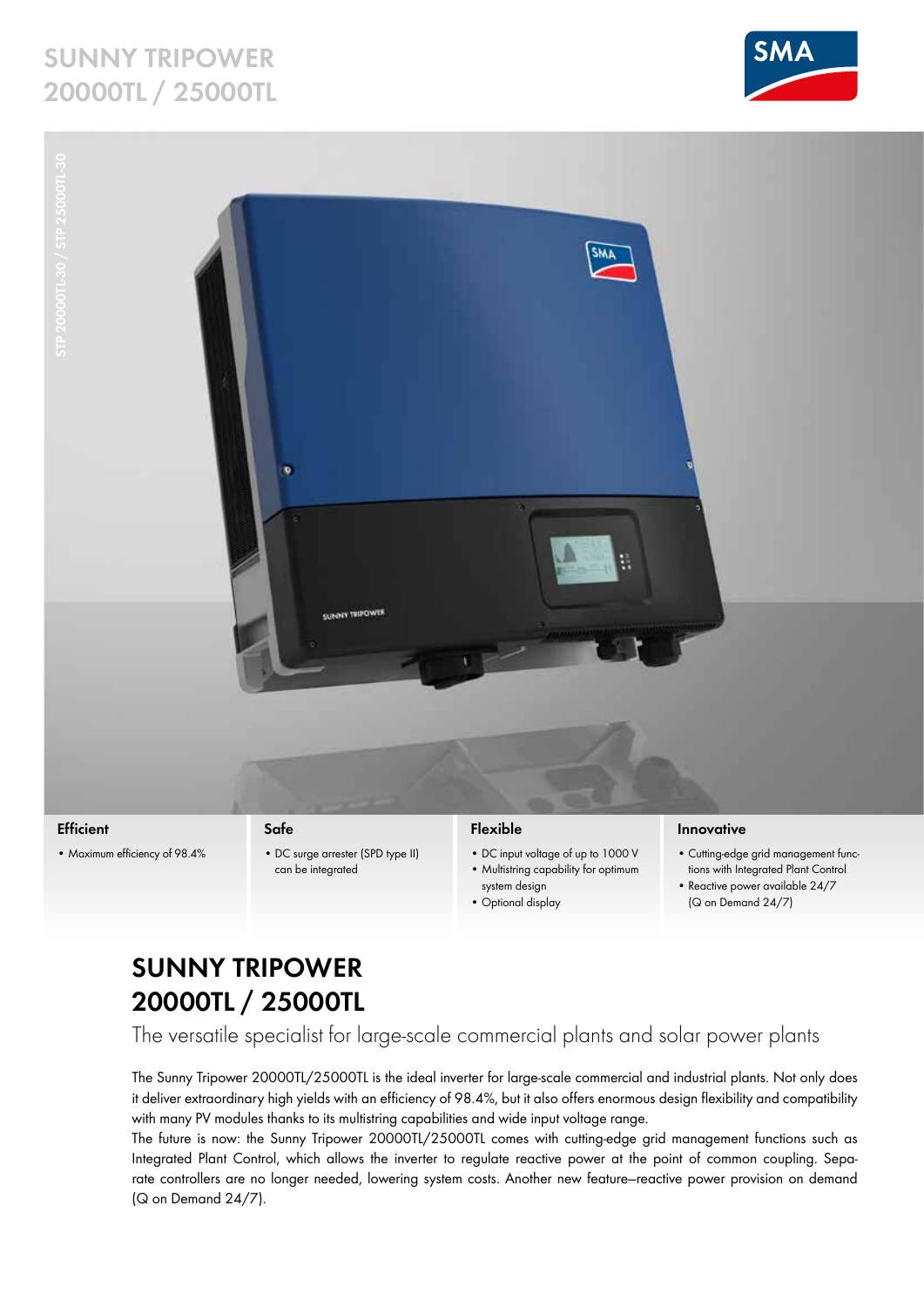# SUNNY TRIPOWER 20000TL / 25000TL

STP 20000TL-30 / STP 25000TL-30

### Efficient

- Maximum efficiency of 98.4%

### Safe

- DC surge arrester (SPD type II) can be integrated

### Flexible

- DC input voltage of up to 1000 V
- Multistring capability for optimum system design
- Optional display

### Innovative

- Cutting-edge grid management functions with Integrated Plant Control
- Reactive power available 24/7 (Q on Demand 24/7)

## SUNNY TRIPOWER 20000TL / 25000TL

The versatile specialist for large-scale commercial plants and solar power plants

The Sunny Tripower 20000TL/25000TL is the ideal inverter for large-scale commercial and industrial plants. Not only does it deliver extraordinary high yields with an efficiency of 98.4%, but it also offers enormous design flexibility and compatibility with many PV modules thanks to its multistring capabilities and wide input voltage range.

The future is now: the Sunny Tripower 20000TL/25000TL comes with cutting-edge grid management functions such as Integrated Plant Control, which allows the inverter to regulate reactive power at the point of common coupling. Separate controllers are no longer needed, lowering system costs. Another new feature—reactive power provision on demand (Q on Demand 24/7).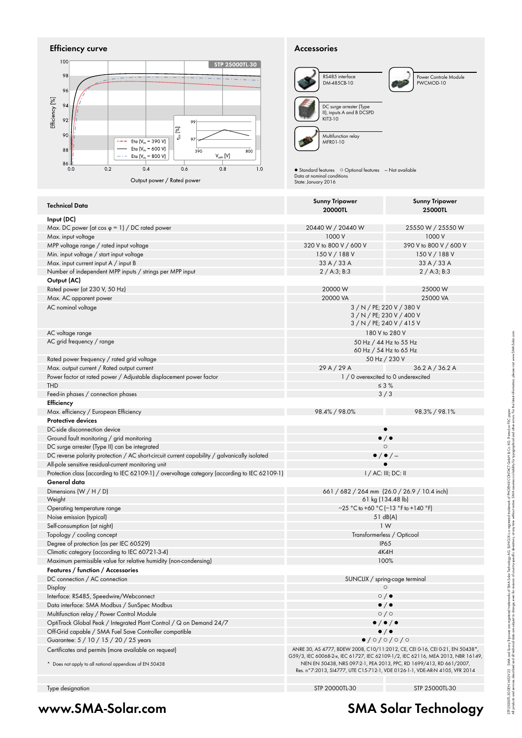## Efficiency curve

STP 25000TL-30

Efficiency [%]

100
98
96
94
92
90
88
86

0.0 0.2 0.4 0.6 0.8 1.0

Output power / Rated power

Eta ($V_{PV}$ = 390 V)
Eta ($V_{PV}$ = 600 V)
Eta ($V_{PV}$ = 800 V)

$\eta_{EU}$ [%]
99
97
390 800
$V_{MPP}$ [V]

## Accessories

RS485 interface
DM-485CB-10

Power Controle Module
PWCMOD-10

DC surge arrester (Type II), inputs A and B DCSPD KIT3-10

Multifunction relay
MFR01-10

● Standard features ○ Optional features — Not available
Data at nominal conditions
State: January 2016

| Technical Data | Sunny Tripower 20000TL | Sunny Tripower 25000TL |
|---|---|---|
| **Input (DC)** | | |
| Max. DC power (at cos φ = 1) / DC rated power | 20440 W / 20440 W | 25550 W / 25550 W |
| Max. input voltage | 1000 V | 1000 V |
| MPP voltage range / rated input voltage | 320 V to 800 V / 600 V | 390 V to 800 V / 600 V |
| Min. input voltage / start input voltage | 150 V / 188 V | 150 V / 188 V |
| Max. input current input A / input B | 33 A / 33 A | 33 A / 33 A |
| Number of independent MPP inputs / strings per MPP input | 2 / A:3; B:3 | 2 / A:3; B:3 |
| **Output (AC)** | | |
| Rated power (at 230 V, 50 Hz) | 20000 W | 25000 W |
| Max. AC apparent power | 20000 VA | 25000 VA |
| AC nominal voltage | 3 / N / PE; 220 V / 380 V<br>3 / N / PE; 230 V / 400 V<br>3 / N / PE; 240 V / 415 V | |
| AC voltage range | 180 V to 280 V | |
| AC grid frequency / range | 50 Hz / 44 Hz to 55 Hz<br>60 Hz / 54 Hz to 65 Hz | |
| Rated power frequency / rated grid voltage | 50 Hz / 230 V | |
| Max. output current / Rated output current | 29 A / 29 A | 36.2 A / 36.2 A |
| Power factor at rated power / Adjustable displacement power factor | 1 / 0 overexcited to 0 underexcited | |
| THD | ≤ 3 % | |
| Feed-in phases / connection phases | 3 / 3 | |
| **Efficiency** | | |
| Max. efficiency / European Efficiency | 98.4% / 98.0% | 98.3% / 98.1% |
| **Protective devices** | | |
| DC-side disconnection device | ● | |
| Ground fault monitoring / grid monitoring | ● / ● | |
| DC surge arrester (Type II) can be integrated | ○ | |
| DC reverse polarity protection / AC short-circuit current capability / galvanically isolated | ● / ● / – | |
| All-pole sensitive residual-current monitoring unit | ● | |
| Protection class (according to IEC 62109-1) / overvoltage category (according to IEC 62109-1) | I / AC: III; DC: II | |
| **General data** | | |
| Dimensions (W / H / D) | 661 / 682 / 264 mm (26.0 / 26.9 / 10.4 inch) | |
| Weight | 61 kg (134.48 lb) | |
| Operating temperature range | −25 °C to +60 °C (−13 °F to +140 °F) | |
| Noise emission (typical) | 51 dB(A) | |
| Self-consumption (at night) | 1 W | |
| Topology / cooling concept | Transformerless / Opticool | |
| Degree of protection (as per IEC 60529) | IP65 | |
| Climatic category (according to IEC 60721-3-4) | 4K4H | |
| Maximum permissible value for relative humidity (non-condensing) | 100% | |
| **Features / function / Accessories** | | |
| DC connection / AC connection | SUNCLIX / spring-cage terminal | |
| Display | ○ | |
| Interface: RS485, Speedwire/Webconnect | ○ / ● | |
| Data interface: SMA Modbus / SunSpec Modbus | ● / ● | |
| Multifunction relay / Power Control Module | ○ / ○ | |
| OptiTrack Global Peak / Integrated Plant Control / Q on Demand 24/7 | ● / ● / ● | |
| Off-Grid capable / SMA Fuel Save Controller compatible | ● / ● | |
| Guarantee: 5 / 10 / 15 / 20 / 25 years | ● / ○ / ○ / ○ / ○ | |
| Certificates and permits (more available on request)<br><br>* Does not apply to all national appendices of EN 50438 | ANRE 30, AS 4777, BDEW 2008, C10/11:2012, CE, CEI 0-16, CEI 0-21, EN 50438*, G59/3, IEC 60068-2-x, IEC 61727, IEC 62109-1/2, IEC 62116, MEA 2013, NBR 16149, NEN EN 50438, NRS 097-2-1, PEA 2013, PPC, RD 1699/413, RD 661/2007, Res. n°7:2013, SI4777, UTE C15-712-1, VDE 0126-1-1, VDE-AR-N 4105, VFR 2014 | |
| Type designation | STP 20000TL-30 | STP 25000TL-30 |

**www.SMA-Solar.com**

**SMA Solar Technology**

STP25000TL-30-DEN1602V23 SMA and Sunny Tripower are registered trademarks of SMA Solar Technology AG. SUNCLIX is a registered trademark of PHOENIX CONTACT GmbH & Co. KG. Printed on FSC paper. All products and services described and all technical data are subject to change, even for reasons of country-specific deviations, at any time without notice. SMA assumes no liability for typographical and other errors. For the latest information, please visit www.SMA-Solar.com.